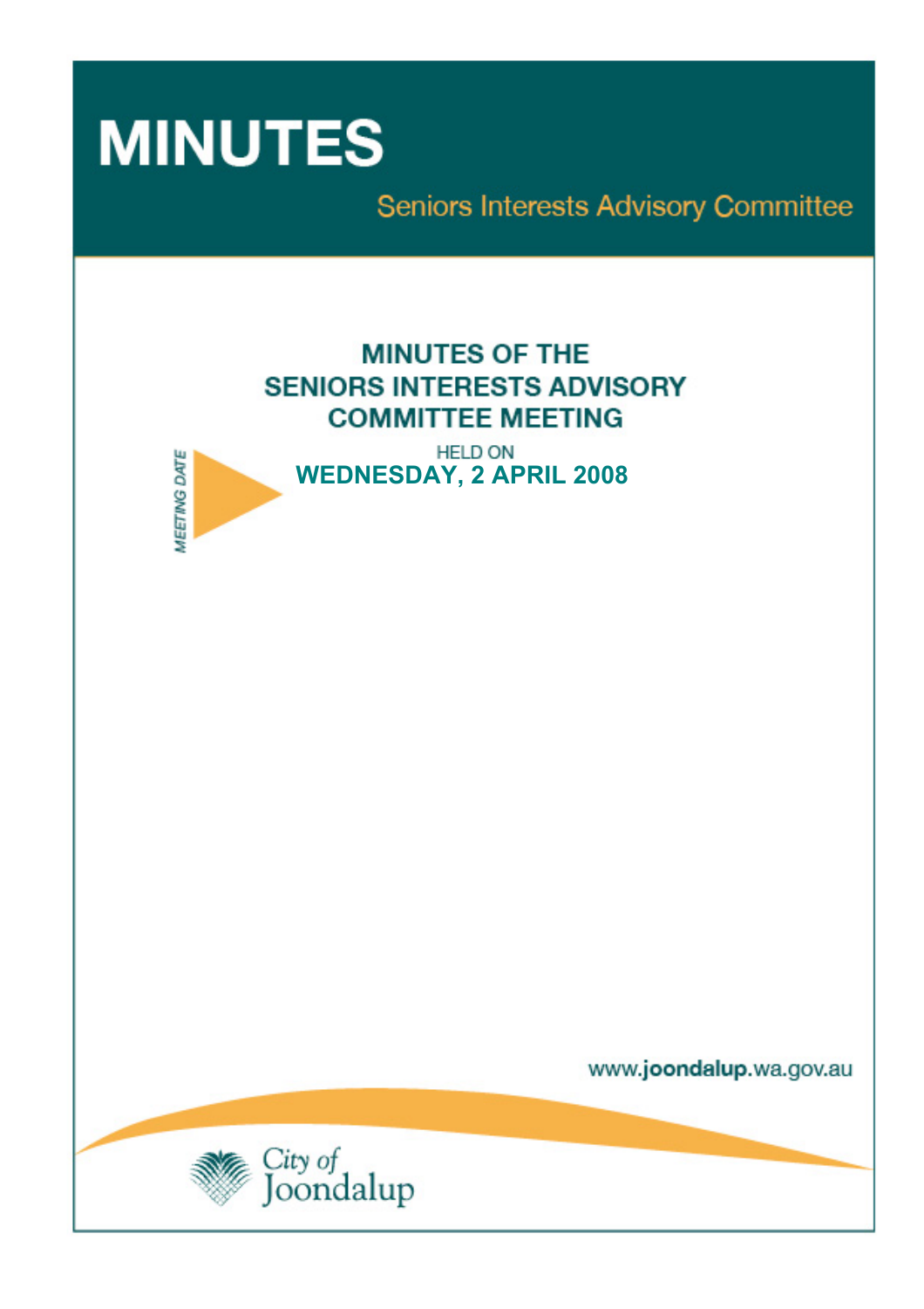# MINUTES

Seniors Interests Advisory Committee

## MINUTES OF THE SENIORS INTERESTS ADVISORY COMMITTEE MEETING

MEETING DATE

HELD ON

**WEDNESDAY, 2 APRIL 2008**

www.joondalup.wa.gov.au

City of Joondalup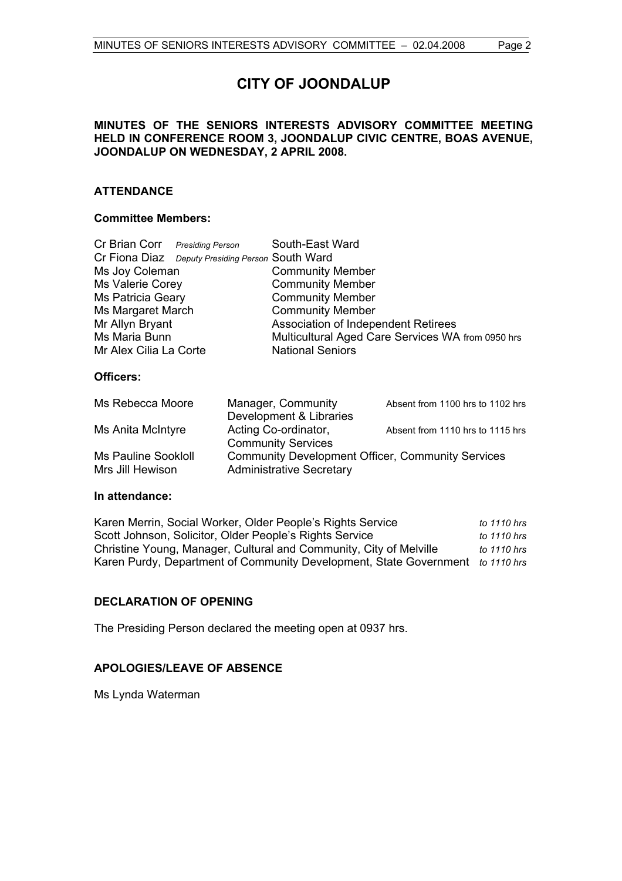# CITY OF JOONDALUP

**MINUTES OF THE SENIORS INTERESTS ADVISORY COMMITTEE MEETING HELD IN CONFERENCE ROOM 3, JOONDALUP CIVIC CENTRE, BOAS AVENUE, JOONDALUP ON WEDNESDAY, 2 APRIL 2008.**

## ATTENDANCE

### Committee Members:

| | | |
|---|---|---|
| Cr Brian Corr | *Presiding Person* | South-East Ward |
| Cr Fiona Diaz | *Deputy Presiding Person* | South Ward |
| Ms Joy Coleman | | Community Member |
| Ms Valerie Corey | | Community Member |
| Ms Patricia Geary | | Community Member |
| Ms Margaret March | | Community Member |
| Mr Allyn Bryant | | Association of Independent Retirees |
| Ms Maria Bunn | | Multicultural Aged Care Services WA from 0950 hrs |
| Mr Alex Cilia La Corte | | National Seniors |

### Officers:

| | | |
|---|---|---|
| Ms Rebecca Moore | Manager, Community Development & Libraries | Absent from 1100 hrs to 1102 hrs |
| Ms Anita McIntyre | Acting Co-ordinator, Community Services | Absent from 1110 hrs to 1115 hrs |
| Ms Pauline Sookloll | Community Development Officer, Community Services | |
| Mrs Jill Hewison | Administrative Secretary | |

### In attendance:

| | |
|---|---|
| Karen Merrin, Social Worker, Older People's Rights Service | *to 1110 hrs* |
| Scott Johnson, Solicitor, Older People's Rights Service | *to 1110 hrs* |
| Christine Young, Manager, Cultural and Community, City of Melville | *to 1110 hrs* |
| Karen Purdy, Department of Community Development, State Government | *to 1110 hrs* |

## DECLARATION OF OPENING

The Presiding Person declared the meeting open at 0937 hrs.

## APOLOGIES/LEAVE OF ABSENCE

Ms Lynda Waterman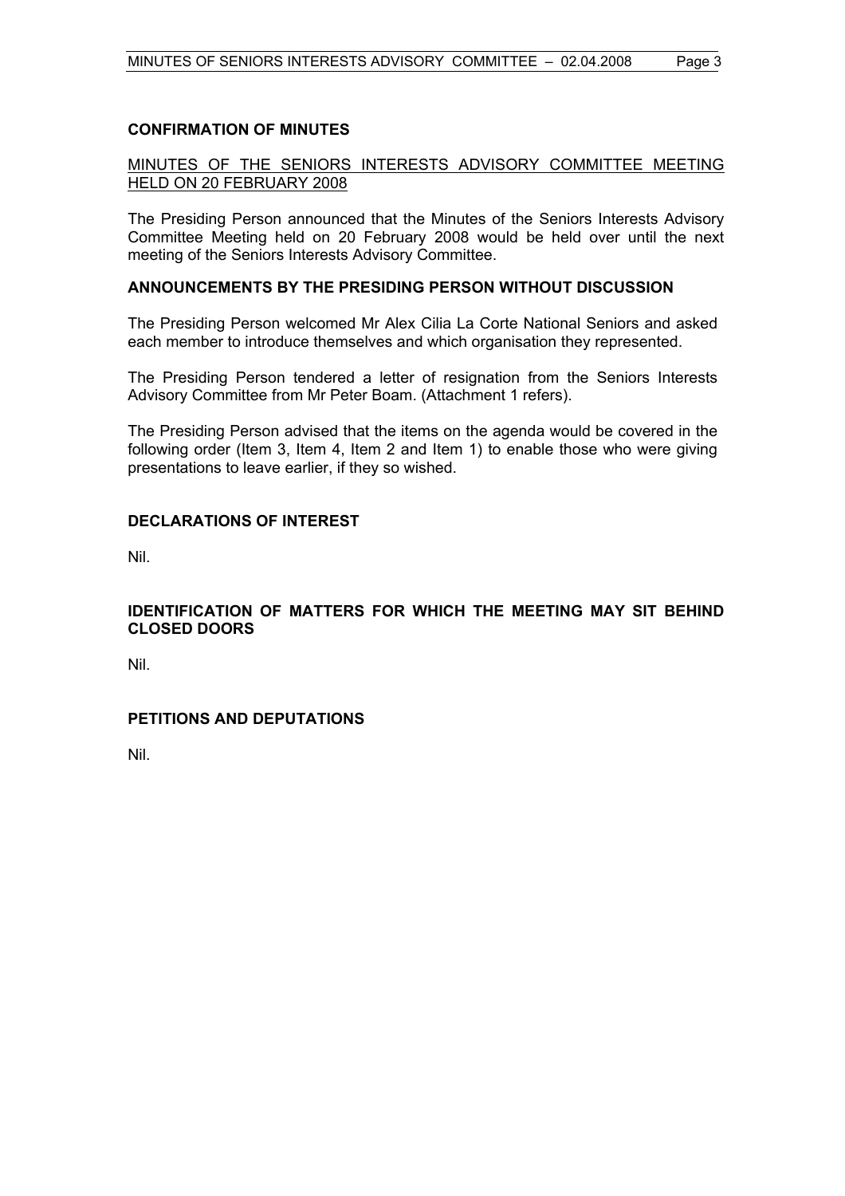## CONFIRMATION OF MINUTES

MINUTES OF THE SENIORS INTERESTS ADVISORY COMMITTEE MEETING HELD ON 20 FEBRUARY 2008

The Presiding Person announced that the Minutes of the Seniors Interests Advisory Committee Meeting held on 20 February 2008 would be held over until the next meeting of the Seniors Interests Advisory Committee.

## ANNOUNCEMENTS BY THE PRESIDING PERSON WITHOUT DISCUSSION

The Presiding Person welcomed Mr Alex Cilia La Corte National Seniors and asked each member to introduce themselves and which organisation they represented.

The Presiding Person tendered a letter of resignation from the Seniors Interests Advisory Committee from Mr Peter Boam. (Attachment 1 refers).

The Presiding Person advised that the items on the agenda would be covered in the following order (Item 3, Item 4, Item 2 and Item 1) to enable those who were giving presentations to leave earlier, if they so wished.

## DECLARATIONS OF INTEREST

Nil.

## IDENTIFICATION OF MATTERS FOR WHICH THE MEETING MAY SIT BEHIND CLOSED DOORS

Nil.

## PETITIONS AND DEPUTATIONS

Nil.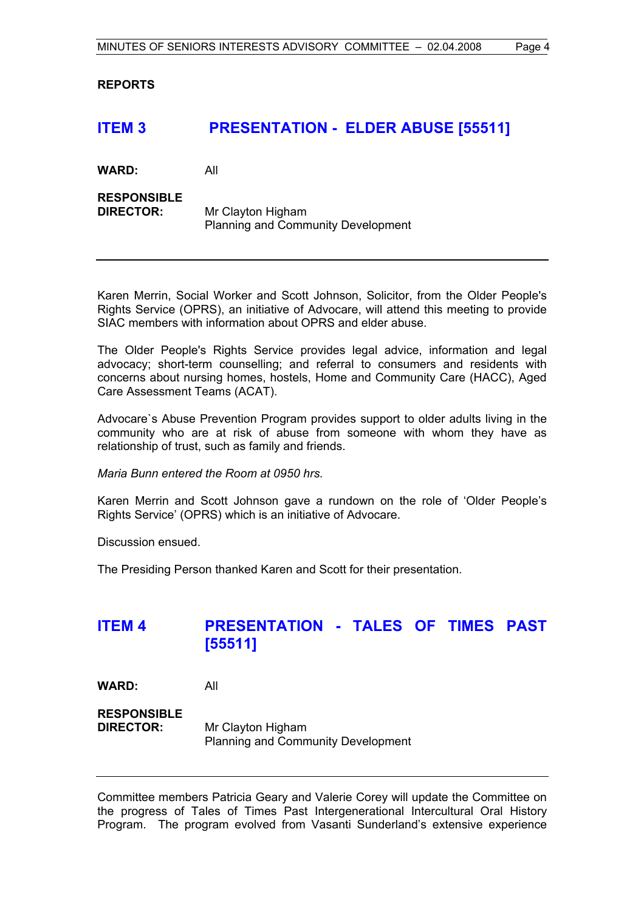**REPORTS**

## ITEM 3 PRESENTATION - ELDER ABUSE [55511]

**WARD:** All

**RESPONSIBLE DIRECTOR:** Mr Clayton Higham
Planning and Community Development

---

Karen Merrin, Social Worker and Scott Johnson, Solicitor, from the Older People's Rights Service (OPRS), an initiative of Advocare, will attend this meeting to provide SIAC members with information about OPRS and elder abuse.

The Older People's Rights Service provides legal advice, information and legal advocacy; short-term counselling; and referral to consumers and residents with concerns about nursing homes, hostels, Home and Community Care (HACC), Aged Care Assessment Teams (ACAT).

Advocare`s Abuse Prevention Program provides support to older adults living in the community who are at risk of abuse from someone with whom they have as relationship of trust, such as family and friends.

*Maria Bunn entered the Room at 0950 hrs.*

Karen Merrin and Scott Johnson gave a rundown on the role of 'Older People's Rights Service' (OPRS) which is an initiative of Advocare.

Discussion ensued.

The Presiding Person thanked Karen and Scott for their presentation.

## ITEM 4 PRESENTATION - TALES OF TIMES PAST [55511]

**WARD:** All

**RESPONSIBLE DIRECTOR:** Mr Clayton Higham
Planning and Community Development

---

Committee members Patricia Geary and Valerie Corey will update the Committee on the progress of Tales of Times Past Intergenerational Intercultural Oral History Program. The program evolved from Vasanti Sunderland's extensive experience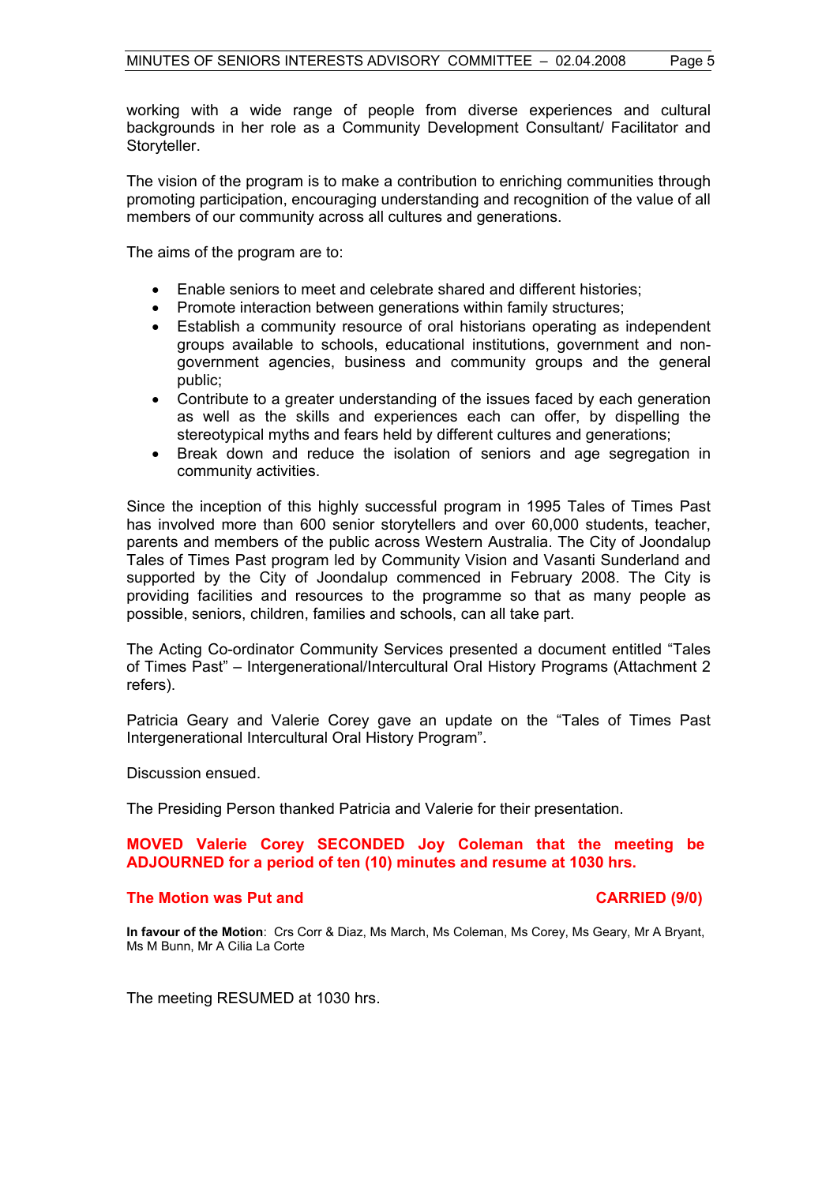working with a wide range of people from diverse experiences and cultural backgrounds in her role as a Community Development Consultant/ Facilitator and Storyteller.

The vision of the program is to make a contribution to enriching communities through promoting participation, encouraging understanding and recognition of the value of all members of our community across all cultures and generations.

The aims of the program are to:

- Enable seniors to meet and celebrate shared and different histories;
- Promote interaction between generations within family structures;
- Establish a community resource of oral historians operating as independent groups available to schools, educational institutions, government and non-government agencies, business and community groups and the general public;
- Contribute to a greater understanding of the issues faced by each generation as well as the skills and experiences each can offer, by dispelling the stereotypical myths and fears held by different cultures and generations;
- Break down and reduce the isolation of seniors and age segregation in community activities.

Since the inception of this highly successful program in 1995 Tales of Times Past has involved more than 600 senior storytellers and over 60,000 students, teacher, parents and members of the public across Western Australia. The City of Joondalup Tales of Times Past program led by Community Vision and Vasanti Sunderland and supported by the City of Joondalup commenced in February 2008. The City is providing facilities and resources to the programme so that as many people as possible, seniors, children, families and schools, can all take part.

The Acting Co-ordinator Community Services presented a document entitled "Tales of Times Past" – Intergenerational/Intercultural Oral History Programs (Attachment 2 refers).

Patricia Geary and Valerie Corey gave an update on the "Tales of Times Past Intergenerational Intercultural Oral History Program".

Discussion ensued.

The Presiding Person thanked Patricia and Valerie for their presentation.

**MOVED Valerie Corey SECONDED Joy Coleman that the meeting be ADJOURNED for a period of ten (10) minutes and resume at 1030 hrs.**

**The Motion was Put and CARRIED (9/0)**

**In favour of the Motion**: Crs Corr & Diaz, Ms March, Ms Coleman, Ms Corey, Ms Geary, Mr A Bryant, Ms M Bunn, Mr A Cilia La Corte

The meeting RESUMED at 1030 hrs.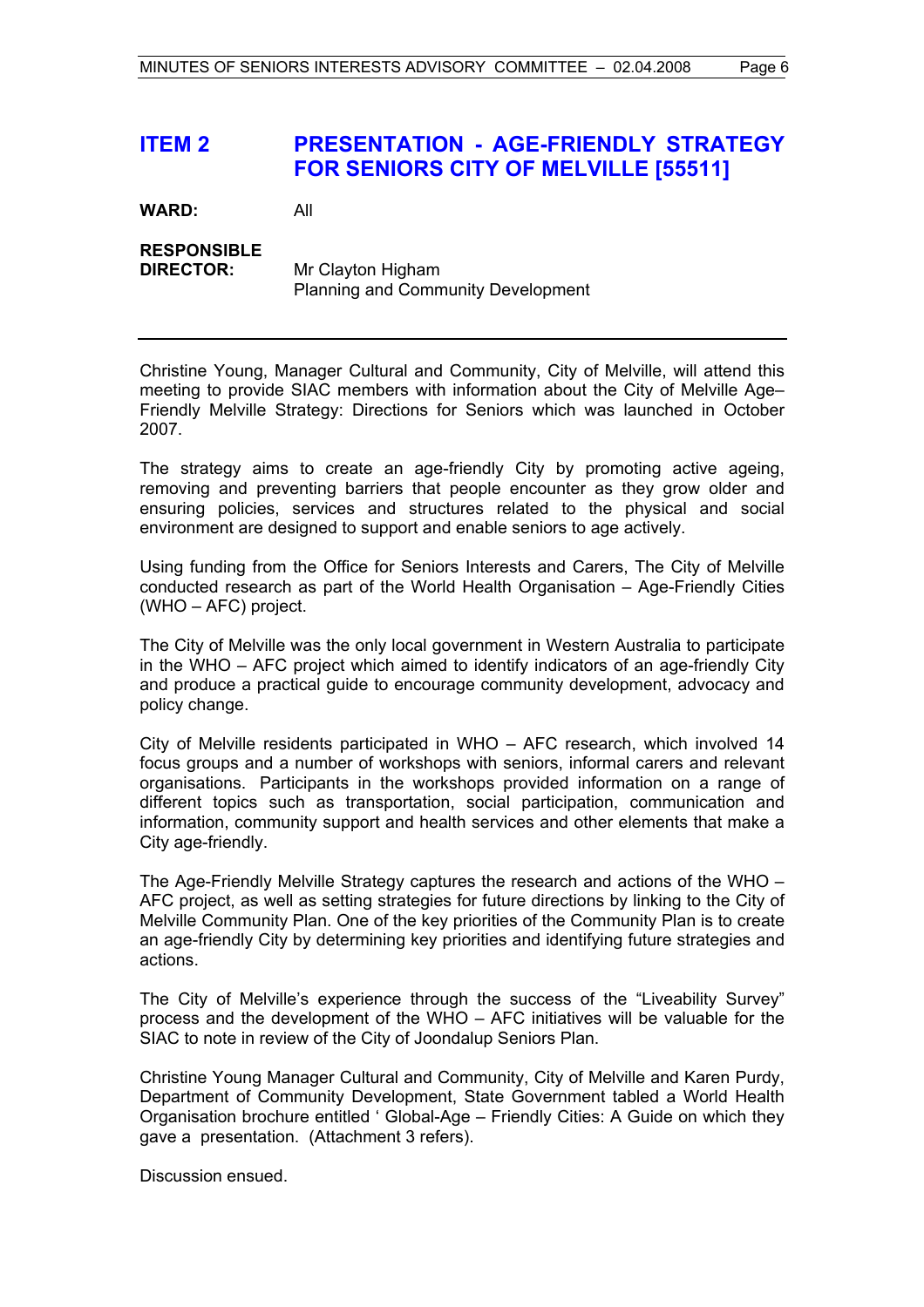## ITEM 2 PRESENTATION - AGE-FRIENDLY STRATEGY FOR SENIORS CITY OF MELVILLE [55511]

**WARD:** All

**RESPONSIBLE DIRECTOR:** Mr Clayton Higham
Planning and Community Development

---

Christine Young, Manager Cultural and Community, City of Melville, will attend this meeting to provide SIAC members with information about the City of Melville Age–Friendly Melville Strategy: Directions for Seniors which was launched in October 2007.

The strategy aims to create an age-friendly City by promoting active ageing, removing and preventing barriers that people encounter as they grow older and ensuring policies, services and structures related to the physical and social environment are designed to support and enable seniors to age actively.

Using funding from the Office for Seniors Interests and Carers, The City of Melville conducted research as part of the World Health Organisation – Age-Friendly Cities (WHO – AFC) project.

The City of Melville was the only local government in Western Australia to participate in the WHO – AFC project which aimed to identify indicators of an age-friendly City and produce a practical guide to encourage community development, advocacy and policy change.

City of Melville residents participated in WHO – AFC research, which involved 14 focus groups and a number of workshops with seniors, informal carers and relevant organisations. Participants in the workshops provided information on a range of different topics such as transportation, social participation, communication and information, community support and health services and other elements that make a City age-friendly.

The Age-Friendly Melville Strategy captures the research and actions of the WHO – AFC project, as well as setting strategies for future directions by linking to the City of Melville Community Plan. One of the key priorities of the Community Plan is to create an age-friendly City by determining key priorities and identifying future strategies and actions.

The City of Melville's experience through the success of the "Liveability Survey" process and the development of the WHO – AFC initiatives will be valuable for the SIAC to note in review of the City of Joondalup Seniors Plan.

Christine Young Manager Cultural and Community, City of Melville and Karen Purdy, Department of Community Development, State Government tabled a World Health Organisation brochure entitled ' Global-Age – Friendly Cities: A Guide on which they gave a presentation. (Attachment 3 refers).

Discussion ensued.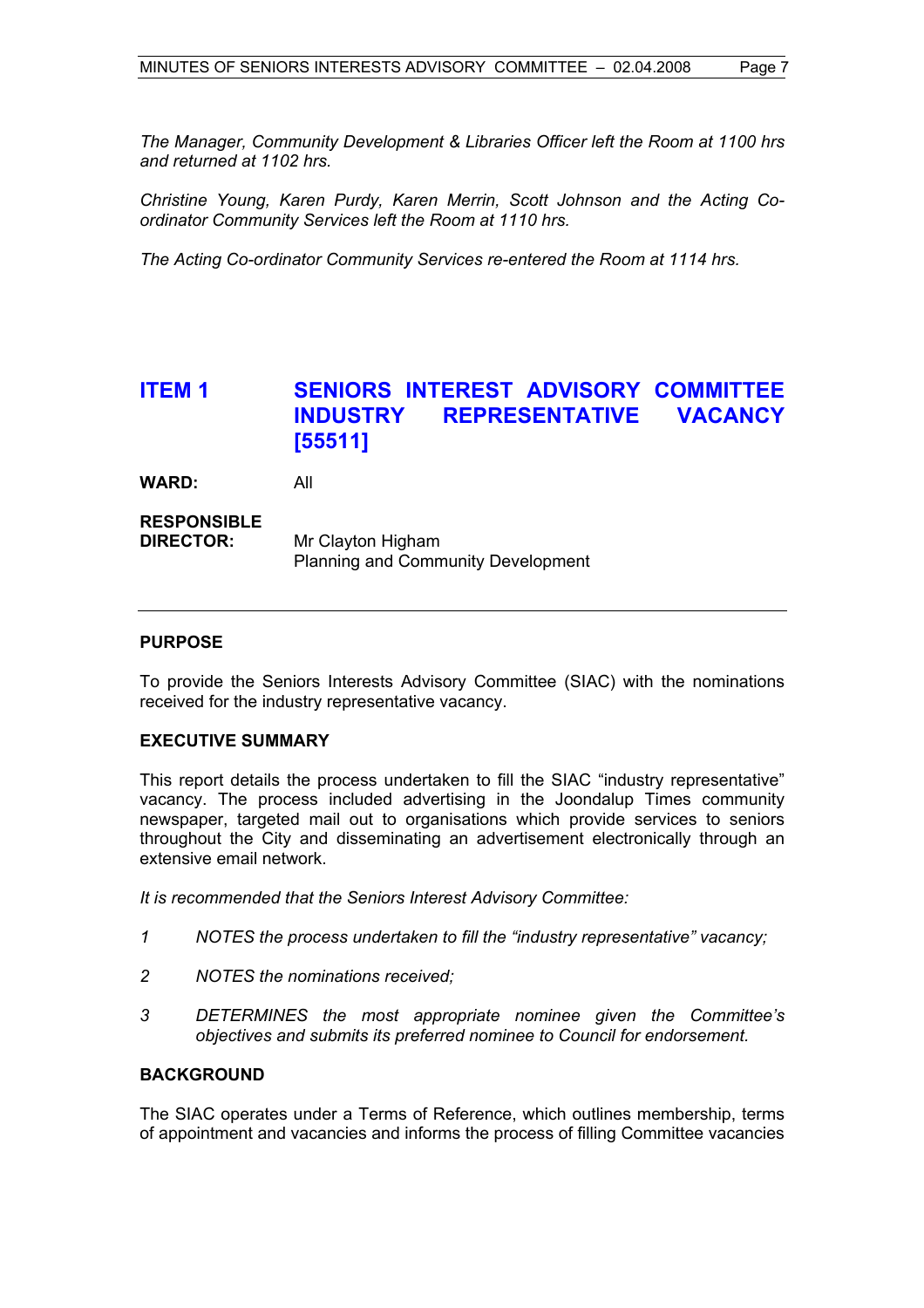*The Manager, Community Development & Libraries Officer left the Room at 1100 hrs and returned at 1102 hrs.*

*Christine Young, Karen Purdy, Karen Merrin, Scott Johnson and the Acting Co-ordinator Community Services left the Room at 1110 hrs.*

*The Acting Co-ordinator Community Services re-entered the Room at 1114 hrs.*

## ITEM 1 SENIORS INTEREST ADVISORY COMMITTEE INDUSTRY REPRESENTATIVE VACANCY [55511]

**WARD:** All

**RESPONSIBLE DIRECTOR:** Mr Clayton Higham
Planning and Community Development

---

### PURPOSE

To provide the Seniors Interests Advisory Committee (SIAC) with the nominations received for the industry representative vacancy.

### EXECUTIVE SUMMARY

This report details the process undertaken to fill the SIAC "industry representative" vacancy. The process included advertising in the Joondalup Times community newspaper, targeted mail out to organisations which provide services to seniors throughout the City and disseminating an advertisement electronically through an extensive email network.

*It is recommended that the Seniors Interest Advisory Committee:*

*1 NOTES the process undertaken to fill the "industry representative" vacancy;*

*2 NOTES the nominations received;*

*3 DETERMINES the most appropriate nominee given the Committee's objectives and submits its preferred nominee to Council for endorsement.*

### BACKGROUND

The SIAC operates under a Terms of Reference, which outlines membership, terms of appointment and vacancies and informs the process of filling Committee vacancies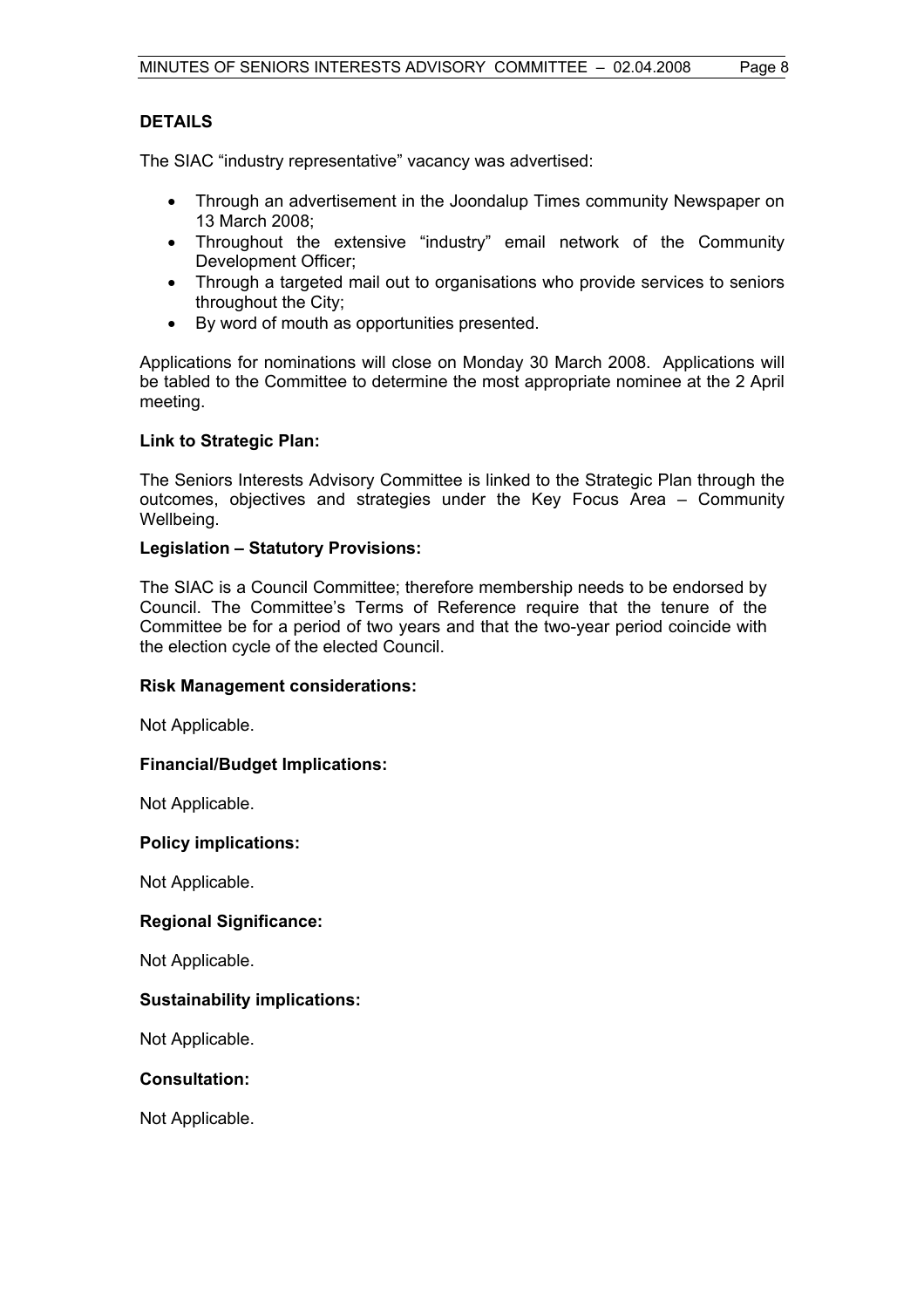## DETAILS

The SIAC "industry representative" vacancy was advertised:

- Through an advertisement in the Joondalup Times community Newspaper on 13 March 2008;
- Throughout the extensive "industry" email network of the Community Development Officer;
- Through a targeted mail out to organisations who provide services to seniors throughout the City;
- By word of mouth as opportunities presented.

Applications for nominations will close on Monday 30 March 2008. Applications will be tabled to the Committee to determine the most appropriate nominee at the 2 April meeting.

### Link to Strategic Plan:

The Seniors Interests Advisory Committee is linked to the Strategic Plan through the outcomes, objectives and strategies under the Key Focus Area – Community Wellbeing.

### Legislation – Statutory Provisions:

The SIAC is a Council Committee; therefore membership needs to be endorsed by Council. The Committee's Terms of Reference require that the tenure of the Committee be for a period of two years and that the two-year period coincide with the election cycle of the elected Council.

### Risk Management considerations:

Not Applicable.

### Financial/Budget Implications:

Not Applicable.

### Policy implications:

Not Applicable.

### Regional Significance:

Not Applicable.

### Sustainability implications:

Not Applicable.

### Consultation:

Not Applicable.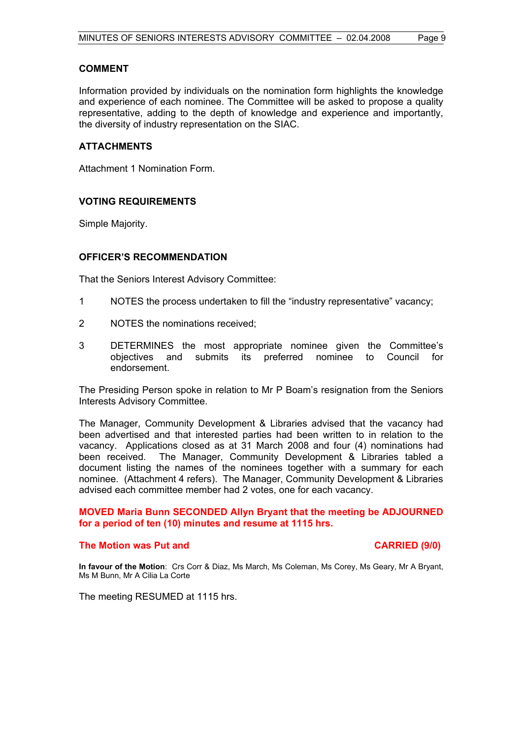### COMMENT

Information provided by individuals on the nomination form highlights the knowledge and experience of each nominee. The Committee will be asked to propose a quality representative, adding to the depth of knowledge and experience and importantly, the diversity of industry representation on the SIAC.

### ATTACHMENTS

Attachment 1 Nomination Form.

### VOTING REQUIREMENTS

Simple Majority.

### OFFICER'S RECOMMENDATION

That the Seniors Interest Advisory Committee:

1. NOTES the process undertaken to fill the "industry representative" vacancy;
2. NOTES the nominations received;
3. DETERMINES the most appropriate nominee given the Committee's objectives and submits its preferred nominee to Council for endorsement.

The Presiding Person spoke in relation to Mr P Boam's resignation from the Seniors Interests Advisory Committee.

The Manager, Community Development & Libraries advised that the vacancy had been advertised and that interested parties had been written to in relation to the vacancy. Applications closed as at 31 March 2008 and four (4) nominations had been received. The Manager, Community Development & Libraries tabled a document listing the names of the nominees together with a summary for each nominee. (Attachment 4 refers). The Manager, Community Development & Libraries advised each committee member had 2 votes, one for each vacancy.

**MOVED Maria Bunn SECONDED Allyn Bryant that the meeting be ADJOURNED for a period of ten (10) minutes and resume at 1115 hrs.**

**The Motion was Put and CARRIED (9/0)**

**In favour of the Motion**: Crs Corr & Diaz, Ms March, Ms Coleman, Ms Corey, Ms Geary, Mr A Bryant, Ms M Bunn, Mr A Cilia La Corte

The meeting RESUMED at 1115 hrs.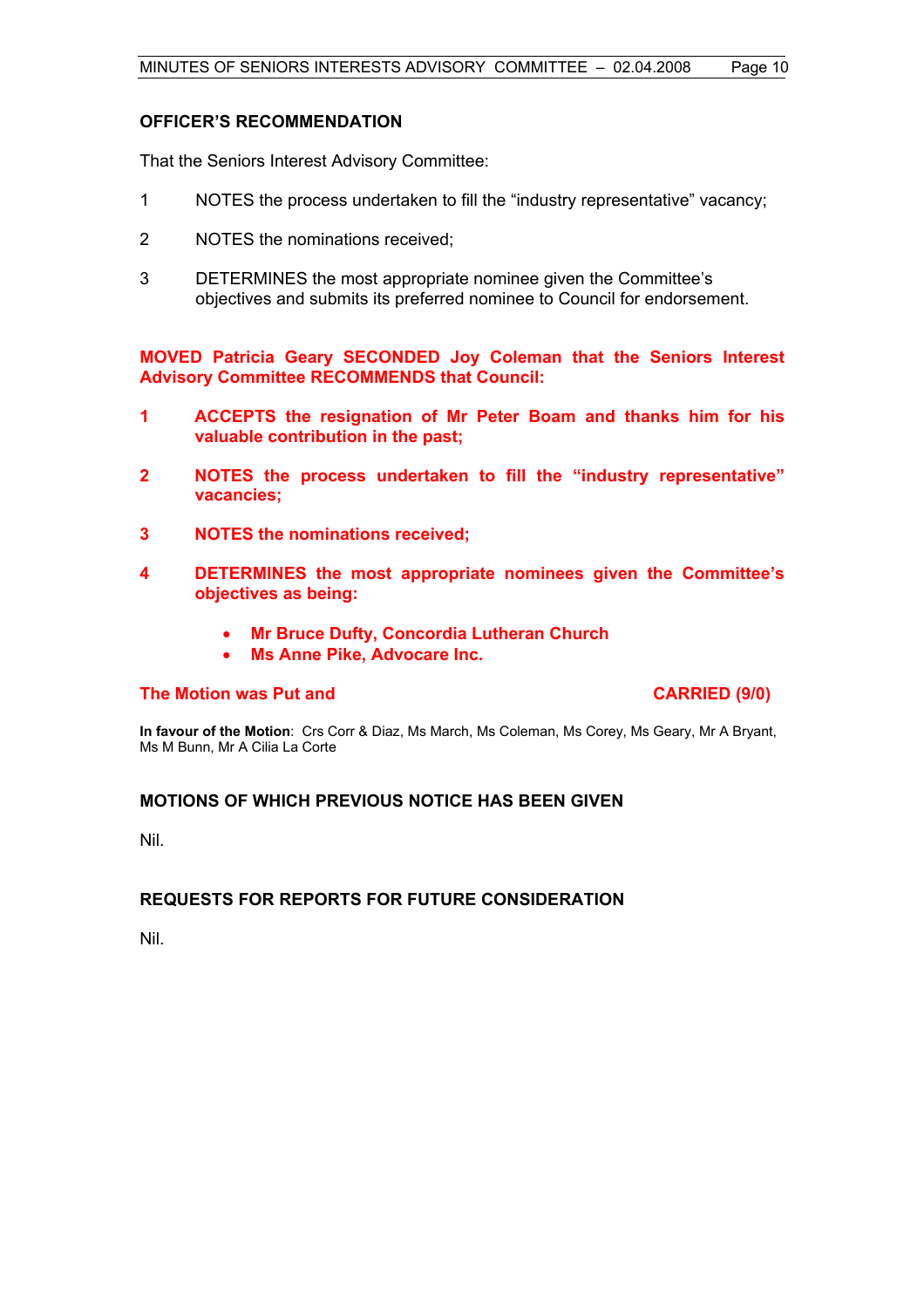### OFFICER'S RECOMMENDATION

That the Seniors Interest Advisory Committee:

1. NOTES the process undertaken to fill the "industry representative" vacancy;

2. NOTES the nominations received;

3. DETERMINES the most appropriate nominee given the Committee's objectives and submits its preferred nominee to Council for endorsement.

**MOVED Patricia Geary SECONDED Joy Coleman that the Seniors Interest Advisory Committee RECOMMENDS that Council:**

1. **ACCEPTS the resignation of Mr Peter Boam and thanks him for his valuable contribution in the past;**

2. **NOTES the process undertaken to fill the "industry representative" vacancies;**

3. **NOTES the nominations received;**

4. **DETERMINES the most appropriate nominees given the Committee's objectives as being:**

   - **Mr Bruce Dufty, Concordia Lutheran Church**
   - **Ms Anne Pike, Advocare Inc.**

**The Motion was Put and CARRIED (9/0)**

**In favour of the Motion**: Crs Corr & Diaz, Ms March, Ms Coleman, Ms Corey, Ms Geary, Mr A Bryant, Ms M Bunn, Mr A Cilia La Corte

### MOTIONS OF WHICH PREVIOUS NOTICE HAS BEEN GIVEN

Nil.

### REQUESTS FOR REPORTS FOR FUTURE CONSIDERATION

Nil.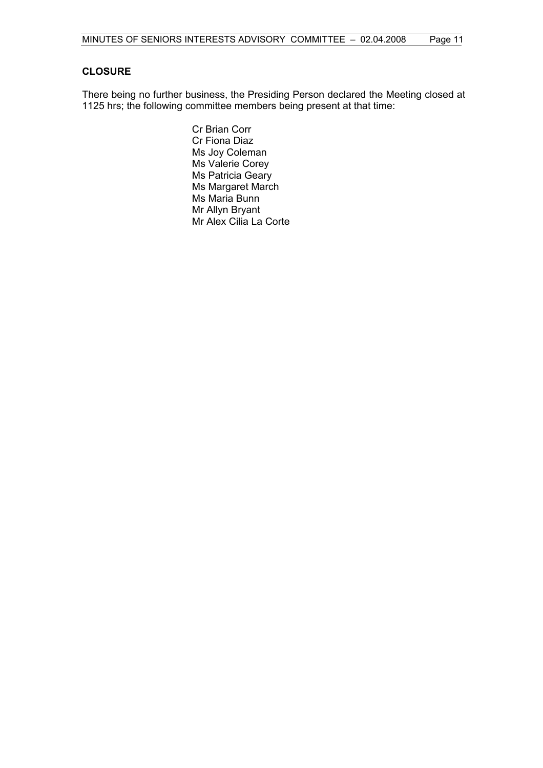**CLOSURE**

There being no further business, the Presiding Person declared the Meeting closed at 1125 hrs; the following committee members being present at that time:

Cr Brian Corr
Cr Fiona Diaz
Ms Joy Coleman
Ms Valerie Corey
Ms Patricia Geary
Ms Margaret March
Ms Maria Bunn
Mr Allyn Bryant
Mr Alex Cilia La Corte